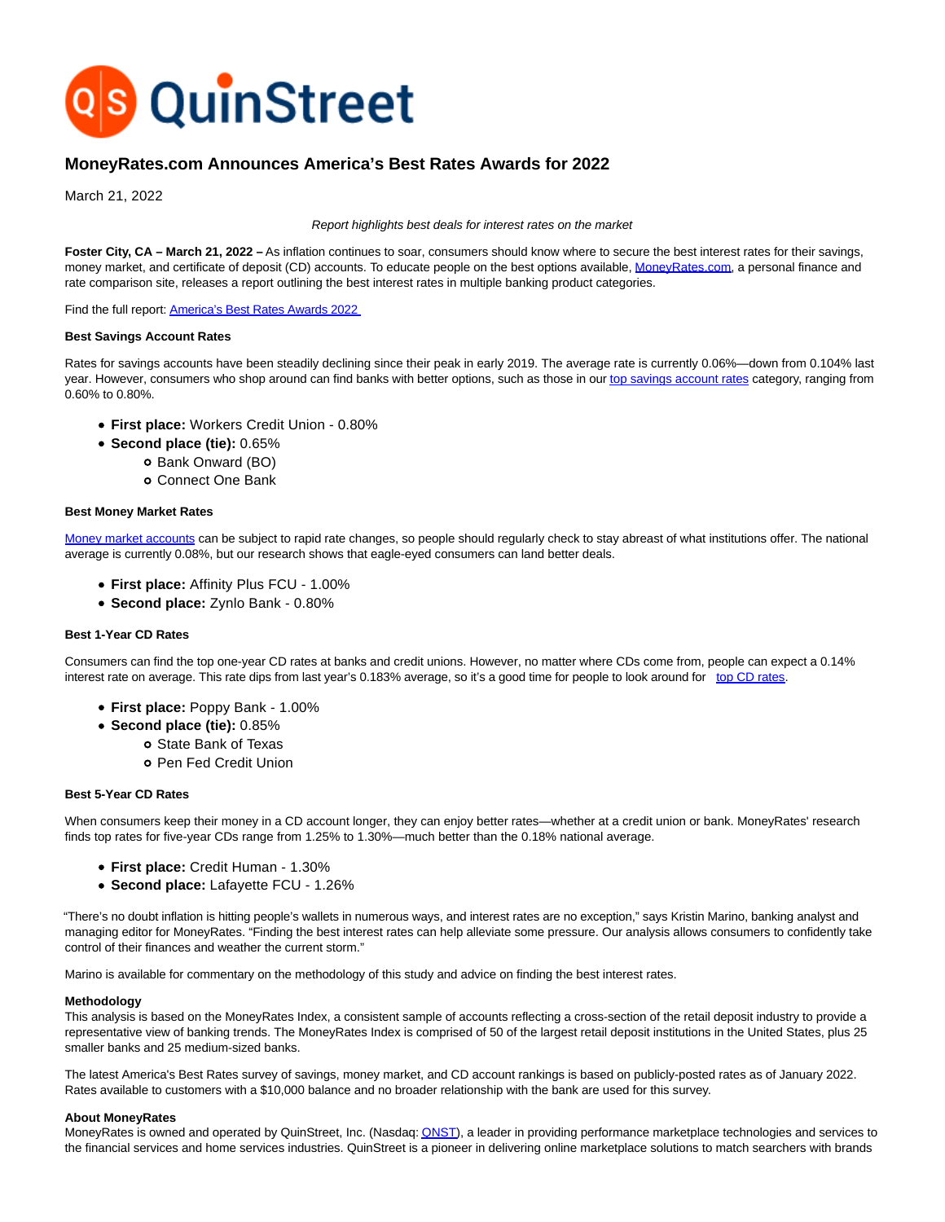# MoneyRates.com Announces America's Best Rates Awards for 2022

March 21, 2022

*Report highlights best deals for interest rates on the market*

**Foster City, CA – March 21, 2022 –** As inflation continues to soar, consumers should know where to secure the best interest rates for their savings, money market, and certificate of deposit (CD) accounts. To educate people on the best options available, MoneyRates.com, a personal finance and rate comparison site, releases a report outlining the best interest rates in multiple banking product categories.

Find the full report: America's Best Rates Awards 2022

**Best Savings Account Rates**

Rates for savings accounts have been steadily declining since their peak in early 2019. The average rate is currently 0.06%—down from 0.104% last year. However, consumers who shop around can find banks with better options, such as those in our top savings account rates category, ranging from 0.60% to 0.80%.

- **First place:** Workers Credit Union - 0.80%
- **Second place (tie):** 0.65%
  - Bank Onward (BO)
  - Connect One Bank

**Best Money Market Rates**

Money market accounts can be subject to rapid rate changes, so people should regularly check to stay abreast of what institutions offer. The national average is currently 0.08%, but our research shows that eagle-eyed consumers can land better deals.

- **First place:** Affinity Plus FCU - 1.00%
- **Second place:** Zynlo Bank - 0.80%

**Best 1-Year CD Rates**

Consumers can find the top one-year CD rates at banks and credit unions. However, no matter where CDs come from, people can expect a 0.14% interest rate on average. This rate dips from last year's 0.183% average, so it's a good time for people to look around for top CD rates.

- **First place:** Poppy Bank - 1.00%
- **Second place (tie):** 0.85%
  - State Bank of Texas
  - Pen Fed Credit Union

**Best 5-Year CD Rates**

When consumers keep their money in a CD account longer, they can enjoy better rates—whether at a credit union or bank. MoneyRates' research finds top rates for five-year CDs range from 1.25% to 1.30%—much better than the 0.18% national average.

- **First place:** Credit Human - 1.30%
- **Second place:** Lafayette FCU - 1.26%

"There's no doubt inflation is hitting people's wallets in numerous ways, and interest rates are no exception," says Kristin Marino, banking analyst and managing editor for MoneyRates. "Finding the best interest rates can help alleviate some pressure. Our analysis allows consumers to confidently take control of their finances and weather the current storm."

Marino is available for commentary on the methodology of this study and advice on finding the best interest rates.

**Methodology**

This analysis is based on the MoneyRates Index, a consistent sample of accounts reflecting a cross-section of the retail deposit industry to provide a representative view of banking trends. The MoneyRates Index is comprised of 50 of the largest retail deposit institutions in the United States, plus 25 smaller banks and 25 medium-sized banks.

The latest America's Best Rates survey of savings, money market, and CD account rankings is based on publicly-posted rates as of January 2022. Rates available to customers with a $10,000 balance and no broader relationship with the bank are used for this survey.

**About MoneyRates**

MoneyRates is owned and operated by QuinStreet, Inc. (Nasdaq: QNST), a leader in providing performance marketplace technologies and services to the financial services and home services industries. QuinStreet is a pioneer in delivering online marketplace solutions to match searchers with brands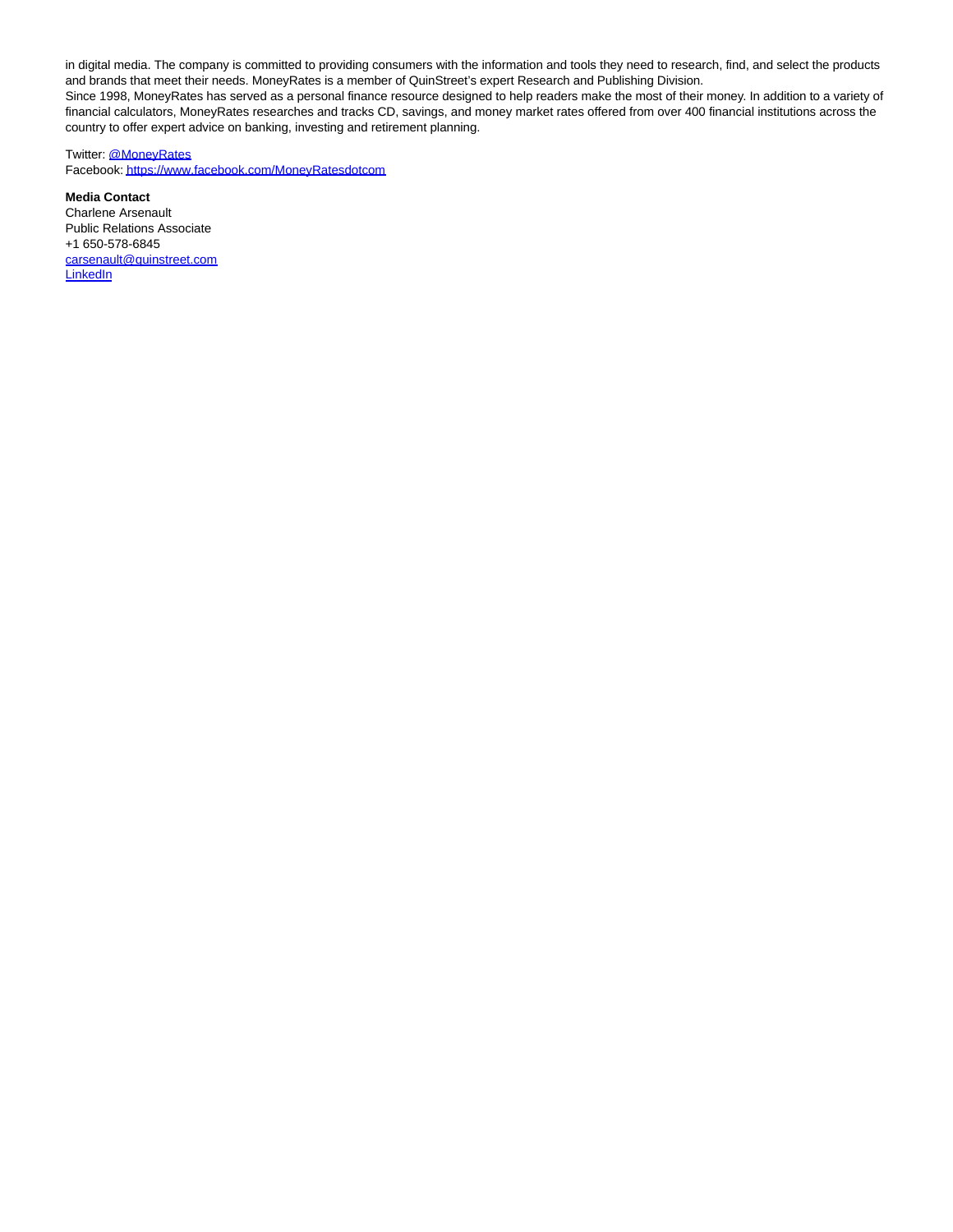in digital media. The company is committed to providing consumers with the information and tools they need to research, find, and select the products and brands that meet their needs. MoneyRates is a member of QuinStreet's expert Research and Publishing Division.
Since 1998, MoneyRates has served as a personal finance resource designed to help readers make the most of their money. In addition to a variety of financial calculators, MoneyRates researches and tracks CD, savings, and money market rates offered from over 400 financial institutions across the country to offer expert advice on banking, investing and retirement planning.

Twitter: @MoneyRates
Facebook: https://www.facebook.com/MoneyRatesdotcom

**Media Contact**
Charlene Arsenault
Public Relations Associate
+1 650-578-6845
carsenault@quinstreet.com
LinkedIn